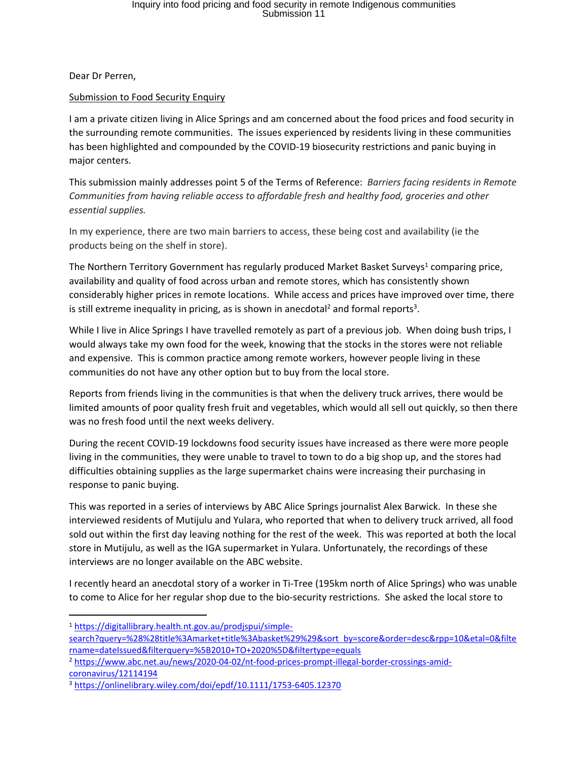Dear Dr Perren,

<u>Submission to Food Security Enquiry</u>

I am a private citizen living in Alice Springs and am concerned about the food prices and food security in the surrounding remote communities. The issues experienced by residents living in these communities has been highlighted and compounded by the COVID-19 biosecurity restrictions and panic buying in major centers.

This submission mainly addresses point 5 of the Terms of Reference: *Barriers facing residents in Remote Communities from having reliable access to affordable fresh and healthy food, groceries and other essential supplies.*

In my experience, there are two main barriers to access, these being cost and availability (ie the products being on the shelf in store).

The Northern Territory Government has regularly produced Market Basket Surveys[1] comparing price, availability and quality of food across urban and remote stores, which has consistently shown considerably higher prices in remote locations. While access and prices have improved over time, there is still extreme inequality in pricing, as is shown in anecdotal[2] and formal reports[3].

While I live in Alice Springs I have travelled remotely as part of a previous job. When doing bush trips, I would always take my own food for the week, knowing that the stocks in the stores were not reliable and expensive. This is common practice among remote workers, however people living in these communities do not have any other option but to buy from the local store.

Reports from friends living in the communities is that when the delivery truck arrives, there would be limited amounts of poor quality fresh fruit and vegetables, which would all sell out quickly, so then there was no fresh food until the next weeks delivery.

During the recent COVID-19 lockdowns food security issues have increased as there were more people living in the communities, they were unable to travel to town to do a big shop up, and the stores had difficulties obtaining supplies as the large supermarket chains were increasing their purchasing in response to panic buying.

This was reported in a series of interviews by ABC Alice Springs journalist Alex Barwick. In these she interviewed residents of Mutijulu and Yulara, who reported that when to delivery truck arrived, all food sold out within the first day leaving nothing for the rest of the week. This was reported at both the local store in Mutijulu, as well as the IGA supermarket in Yulara. Unfortunately, the recordings of these interviews are no longer available on the ABC website.

I recently heard an anecdotal story of a worker in Ti-Tree (195km north of Alice Springs) who was unable to come to Alice for her regular shop due to the bio-security restrictions. She asked the local store to

---

[1] https://digitallibrary.health.nt.gov.au/prodjspui/simple-search?query=%28%28title%3Amarket+title%3Abasket%29%29&sort_by=score&order=desc&rpp=10&etal=0&filtername=dateIssued&filterquery=%5B2010+TO+2020%5D&filtertype=equals

[2] https://www.abc.net.au/news/2020-04-02/nt-food-prices-prompt-illegal-border-crossings-amid-coronavirus/12114194

[3] https://onlinelibrary.wiley.com/doi/epdf/10.1111/1753-6405.12370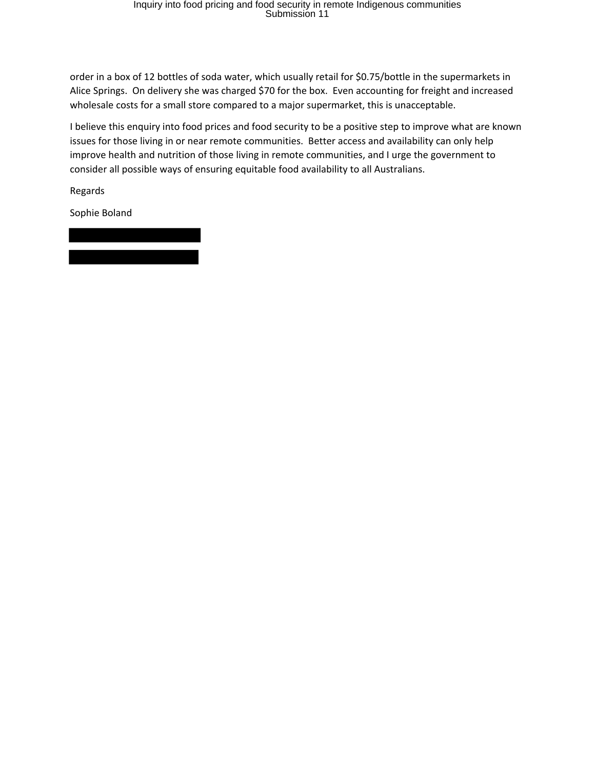order in a box of 12 bottles of soda water, which usually retail for $0.75/bottle in the supermarkets in Alice Springs. On delivery she was charged $70 for the box. Even accounting for freight and increased wholesale costs for a small store compared to a major supermarket, this is unacceptable.

I believe this enquiry into food prices and food security to be a positive step to improve what are known issues for those living in or near remote communities. Better access and availability can only help improve health and nutrition of those living in remote communities, and I urge the government to consider all possible ways of ensuring equitable food availability to all Australians.

Regards

Sophie Boland